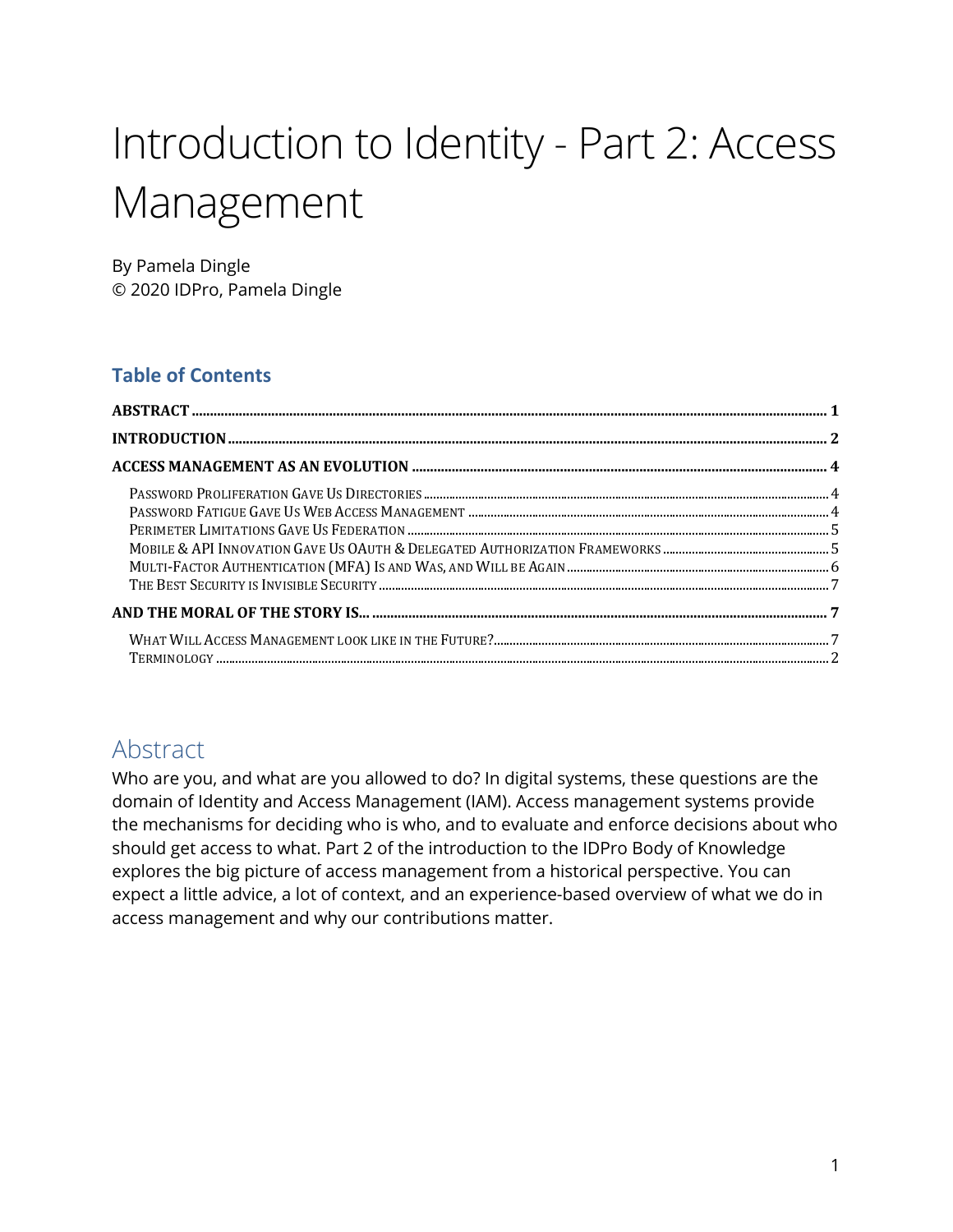# Introduction to Identity - Part 2: Access Management

By Pamela Dingle
© 2020 IDPro, Pamela Dingle

### Table of Contents

**ABSTRACT** ..... **1**

**INTRODUCTION** ..... **2**

**ACCESS MANAGEMENT AS AN EVOLUTION** ..... **4**

- PASSWORD PROLIFERATION GAVE US DIRECTORIES ..... 4
- PASSWORD FATIGUE GAVE US WEB ACCESS MANAGEMENT ..... 4
- PERIMETER LIMITATIONS GAVE US FEDERATION ..... 5
- MOBILE & API INNOVATION GAVE US OAUTH & DELEGATED AUTHORIZATION FRAMEWORKS ..... 5
- MULTI-FACTOR AUTHENTICATION (MFA) IS AND WAS, AND WILL BE AGAIN ..... 6
- THE BEST SECURITY IS INVISIBLE SECURITY ..... 7

**AND THE MORAL OF THE STORY IS...** ..... **7**

- WHAT WILL ACCESS MANAGEMENT LOOK LIKE IN THE FUTURE? ..... 7
- TERMINOLOGY ..... 2

## Abstract

Who are you, and what are you allowed to do? In digital systems, these questions are the domain of Identity and Access Management (IAM). Access management systems provide the mechanisms for deciding who is who, and to evaluate and enforce decisions about who should get access to what. Part 2 of the introduction to the IDPro Body of Knowledge explores the big picture of access management from a historical perspective. You can expect a little advice, a lot of context, and an experience-based overview of what we do in access management and why our contributions matter.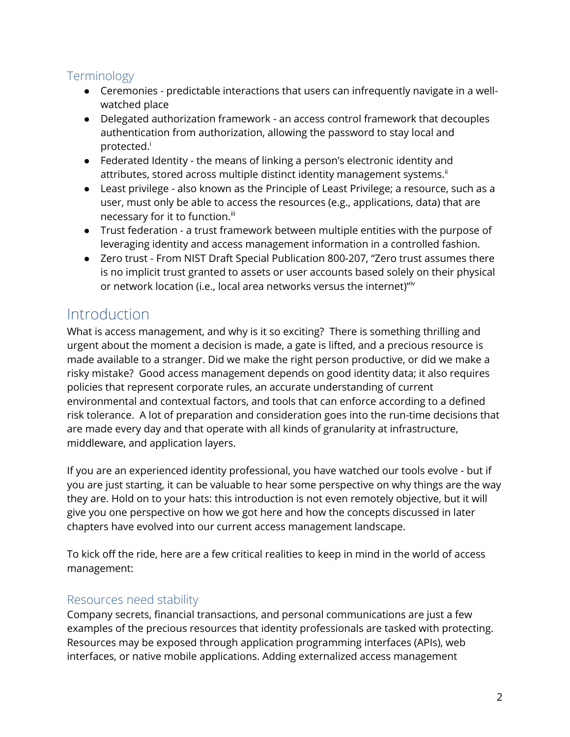## Terminology

- Ceremonies - predictable interactions that users can infrequently navigate in a well-watched place
- Delegated authorization framework - an access control framework that decouples authentication from authorization, allowing the password to stay local and protected.[i]
- Federated Identity - the means of linking a person's electronic identity and attributes, stored across multiple distinct identity management systems.[ii]
- Least privilege - also known as the Principle of Least Privilege; a resource, such as a user, must only be able to access the resources (e.g., applications, data) that are necessary for it to function.[iii]
- Trust federation - a trust framework between multiple entities with the purpose of leveraging identity and access management information in a controlled fashion.
- Zero trust - From NIST Draft Special Publication 800-207, "Zero trust assumes there is no implicit trust granted to assets or user accounts based solely on their physical or network location (i.e., local area networks versus the internet)"[iv]

# Introduction

What is access management, and why is it so exciting? There is something thrilling and urgent about the moment a decision is made, a gate is lifted, and a precious resource is made available to a stranger. Did we make the right person productive, or did we make a risky mistake? Good access management depends on good identity data; it also requires policies that represent corporate rules, an accurate understanding of current environmental and contextual factors, and tools that can enforce according to a defined risk tolerance. A lot of preparation and consideration goes into the run-time decisions that are made every day and that operate with all kinds of granularity at infrastructure, middleware, and application layers.

If you are an experienced identity professional, you have watched our tools evolve - but if you are just starting, it can be valuable to hear some perspective on why things are the way they are. Hold on to your hats: this introduction is not even remotely objective, but it will give you one perspective on how we got here and how the concepts discussed in later chapters have evolved into our current access management landscape.

To kick off the ride, here are a few critical realities to keep in mind in the world of access management:

## Resources need stability

Company secrets, financial transactions, and personal communications are just a few examples of the precious resources that identity professionals are tasked with protecting. Resources may be exposed through application programming interfaces (APIs), web interfaces, or native mobile applications. Adding externalized access management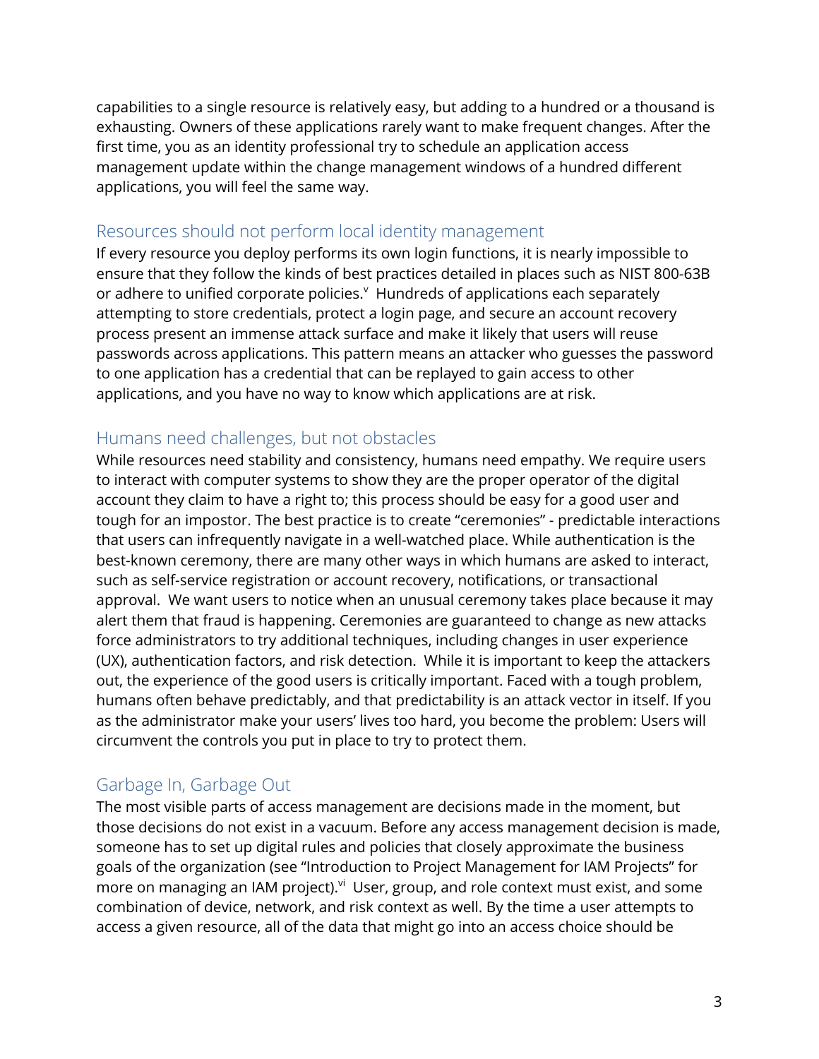capabilities to a single resource is relatively easy, but adding to a hundred or a thousand is exhausting. Owners of these applications rarely want to make frequent changes. After the first time, you as an identity professional try to schedule an application access management update within the change management windows of a hundred different applications, you will feel the same way.

## Resources should not perform local identity management

If every resource you deploy performs its own login functions, it is nearly impossible to ensure that they follow the kinds of best practices detailed in places such as NIST 800-63B or adhere to unified corporate policies.[v] Hundreds of applications each separately attempting to store credentials, protect a login page, and secure an account recovery process present an immense attack surface and make it likely that users will reuse passwords across applications. This pattern means an attacker who guesses the password to one application has a credential that can be replayed to gain access to other applications, and you have no way to know which applications are at risk.

## Humans need challenges, but not obstacles

While resources need stability and consistency, humans need empathy. We require users to interact with computer systems to show they are the proper operator of the digital account they claim to have a right to; this process should be easy for a good user and tough for an impostor. The best practice is to create "ceremonies" - predictable interactions that users can infrequently navigate in a well-watched place. While authentication is the best-known ceremony, there are many other ways in which humans are asked to interact, such as self-service registration or account recovery, notifications, or transactional approval. We want users to notice when an unusual ceremony takes place because it may alert them that fraud is happening. Ceremonies are guaranteed to change as new attacks force administrators to try additional techniques, including changes in user experience (UX), authentication factors, and risk detection. While it is important to keep the attackers out, the experience of the good users is critically important. Faced with a tough problem, humans often behave predictably, and that predictability is an attack vector in itself. If you as the administrator make your users' lives too hard, you become the problem: Users will circumvent the controls you put in place to try to protect them.

## Garbage In, Garbage Out

The most visible parts of access management are decisions made in the moment, but those decisions do not exist in a vacuum. Before any access management decision is made, someone has to set up digital rules and policies that closely approximate the business goals of the organization (see "Introduction to Project Management for IAM Projects" for more on managing an IAM project).[vi] User, group, and role context must exist, and some combination of device, network, and risk context as well. By the time a user attempts to access a given resource, all of the data that might go into an access choice should be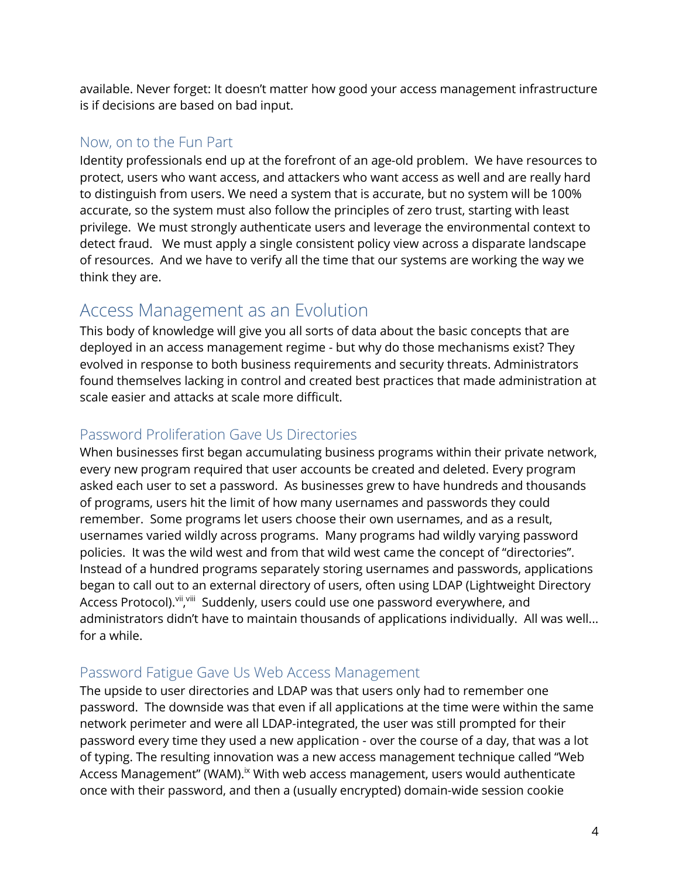available. Never forget: It doesn't matter how good your access management infrastructure is if decisions are based on bad input.

### Now, on to the Fun Part

Identity professionals end up at the forefront of an age-old problem. We have resources to protect, users who want access, and attackers who want access as well and are really hard to distinguish from users. We need a system that is accurate, but no system will be 100% accurate, so the system must also follow the principles of zero trust, starting with least privilege. We must strongly authenticate users and leverage the environmental context to detect fraud. We must apply a single consistent policy view across a disparate landscape of resources. And we have to verify all the time that our systems are working the way we think they are.

## Access Management as an Evolution

This body of knowledge will give you all sorts of data about the basic concepts that are deployed in an access management regime - but why do those mechanisms exist? They evolved in response to both business requirements and security threats. Administrators found themselves lacking in control and created best practices that made administration at scale easier and attacks at scale more difficult.

### Password Proliferation Gave Us Directories

When businesses first began accumulating business programs within their private network, every new program required that user accounts be created and deleted. Every program asked each user to set a password. As businesses grew to have hundreds and thousands of programs, users hit the limit of how many usernames and passwords they could remember. Some programs let users choose their own usernames, and as a result, usernames varied wildly across programs. Many programs had wildly varying password policies. It was the wild west and from that wild west came the concept of "directories". Instead of a hundred programs separately storing usernames and passwords, applications began to call out to an external directory of users, often using LDAP (Lightweight Directory Access Protocol).[vii,viii] Suddenly, users could use one password everywhere, and administrators didn't have to maintain thousands of applications individually. All was well... for a while.

### Password Fatigue Gave Us Web Access Management

The upside to user directories and LDAP was that users only had to remember one password. The downside was that even if all applications at the time were within the same network perimeter and were all LDAP-integrated, the user was still prompted for their password every time they used a new application - over the course of a day, that was a lot of typing. The resulting innovation was a new access management technique called "Web Access Management" (WAM).[ix] With web access management, users would authenticate once with their password, and then a (usually encrypted) domain-wide session cookie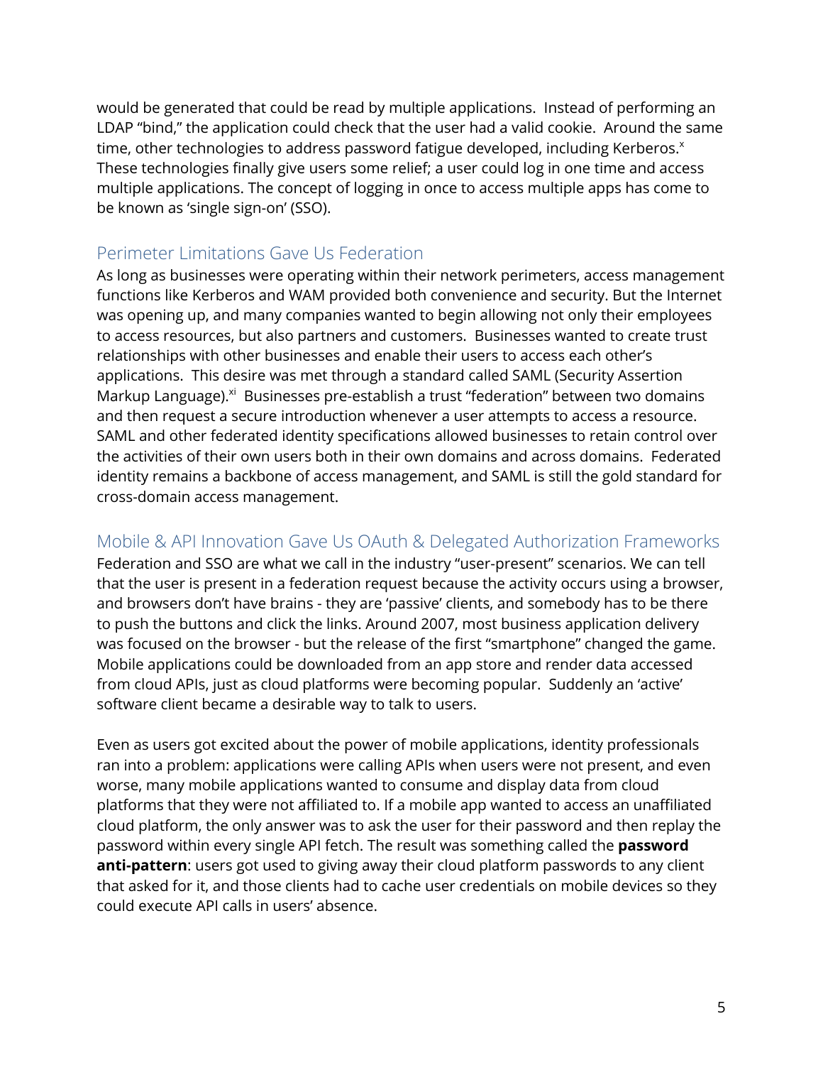would be generated that could be read by multiple applications. Instead of performing an LDAP "bind," the application could check that the user had a valid cookie. Around the same time, other technologies to address password fatigue developed, including Kerberos.[x] These technologies finally give users some relief; a user could log in one time and access multiple applications. The concept of logging in once to access multiple apps has come to be known as 'single sign-on' (SSO).

## Perimeter Limitations Gave Us Federation

As long as businesses were operating within their network perimeters, access management functions like Kerberos and WAM provided both convenience and security. But the Internet was opening up, and many companies wanted to begin allowing not only their employees to access resources, but also partners and customers. Businesses wanted to create trust relationships with other businesses and enable their users to access each other's applications. This desire was met through a standard called SAML (Security Assertion Markup Language).[xi] Businesses pre-establish a trust "federation" between two domains and then request a secure introduction whenever a user attempts to access a resource. SAML and other federated identity specifications allowed businesses to retain control over the activities of their own users both in their own domains and across domains. Federated identity remains a backbone of access management, and SAML is still the gold standard for cross-domain access management.

## Mobile & API Innovation Gave Us OAuth & Delegated Authorization Frameworks

Federation and SSO are what we call in the industry "user-present" scenarios. We can tell that the user is present in a federation request because the activity occurs using a browser, and browsers don't have brains - they are 'passive' clients, and somebody has to be there to push the buttons and click the links. Around 2007, most business application delivery was focused on the browser - but the release of the first "smartphone" changed the game. Mobile applications could be downloaded from an app store and render data accessed from cloud APIs, just as cloud platforms were becoming popular. Suddenly an 'active' software client became a desirable way to talk to users.

Even as users got excited about the power of mobile applications, identity professionals ran into a problem: applications were calling APIs when users were not present, and even worse, many mobile applications wanted to consume and display data from cloud platforms that they were not affiliated to. If a mobile app wanted to access an unaffiliated cloud platform, the only answer was to ask the user for their password and then replay the password within every single API fetch. The result was something called the **password anti-pattern**: users got used to giving away their cloud platform passwords to any client that asked for it, and those clients had to cache user credentials on mobile devices so they could execute API calls in users' absence.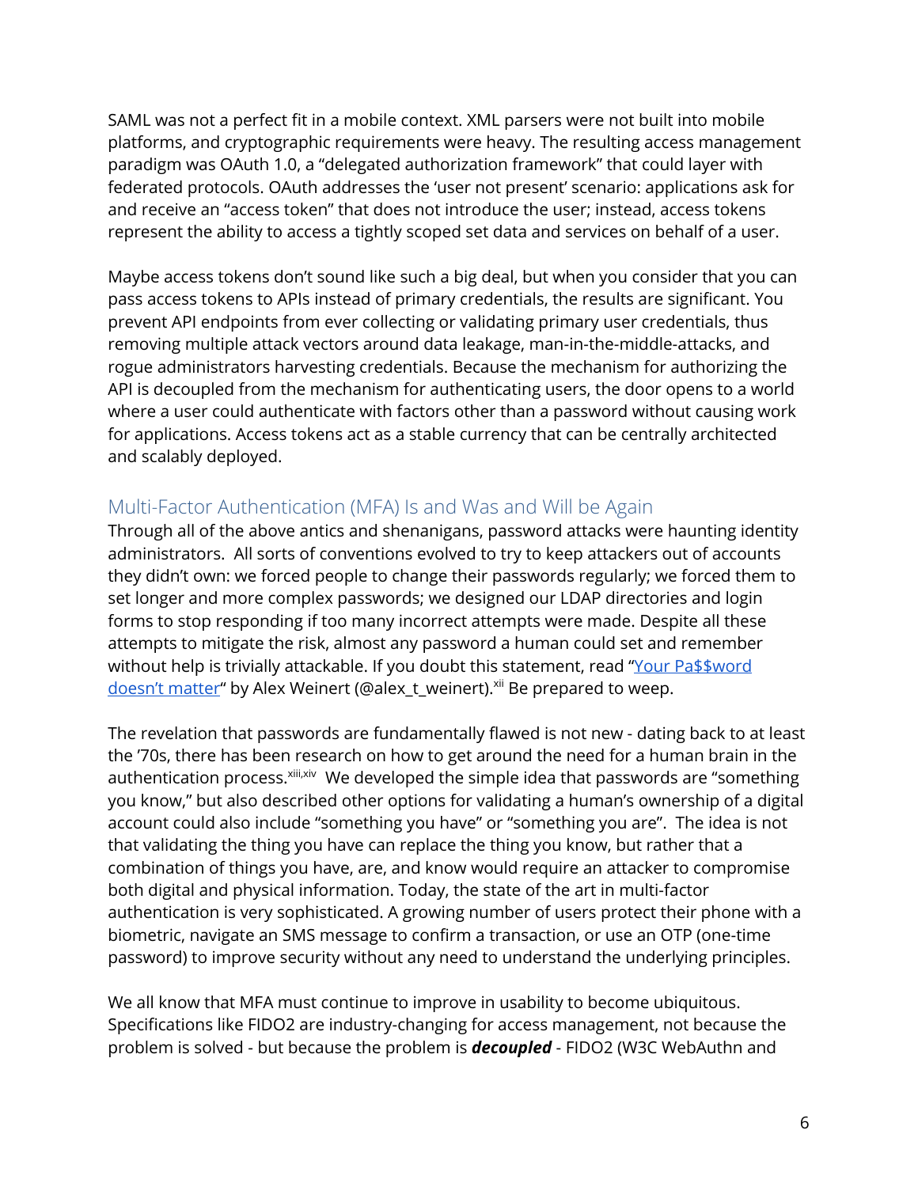SAML was not a perfect fit in a mobile context. XML parsers were not built into mobile platforms, and cryptographic requirements were heavy. The resulting access management paradigm was OAuth 1.0, a "delegated authorization framework" that could layer with federated protocols. OAuth addresses the 'user not present' scenario: applications ask for and receive an "access token" that does not introduce the user; instead, access tokens represent the ability to access a tightly scoped set data and services on behalf of a user.

Maybe access tokens don't sound like such a big deal, but when you consider that you can pass access tokens to APIs instead of primary credentials, the results are significant. You prevent API endpoints from ever collecting or validating primary user credentials, thus removing multiple attack vectors around data leakage, man-in-the-middle-attacks, and rogue administrators harvesting credentials. Because the mechanism for authorizing the API is decoupled from the mechanism for authenticating users, the door opens to a world where a user could authenticate with factors other than a password without causing work for applications. Access tokens act as a stable currency that can be centrally architected and scalably deployed.

## Multi-Factor Authentication (MFA) Is and Was and Will be Again

Through all of the above antics and shenanigans, password attacks were haunting identity administrators. All sorts of conventions evolved to try to keep attackers out of accounts they didn't own: we forced people to change their passwords regularly; we forced them to set longer and more complex passwords; we designed our LDAP directories and login forms to stop responding if too many incorrect attempts were made. Despite all these attempts to mitigate the risk, almost any password a human could set and remember without help is trivially attackable. If you doubt this statement, read "Your Pa$$word doesn't matter" by Alex Weinert (@alex_t_weinert).[xii] Be prepared to weep.

The revelation that passwords are fundamentally flawed is not new - dating back to at least the '70s, there has been research on how to get around the need for a human brain in the authentication process.[xiii,xiv] We developed the simple idea that passwords are "something you know," but also described other options for validating a human's ownership of a digital account could also include "something you have" or "something you are". The idea is not that validating the thing you have can replace the thing you know, but rather that a combination of things you have, are, and know would require an attacker to compromise both digital and physical information. Today, the state of the art in multi-factor authentication is very sophisticated. A growing number of users protect their phone with a biometric, navigate an SMS message to confirm a transaction, or use an OTP (one-time password) to improve security without any need to understand the underlying principles.

We all know that MFA must continue to improve in usability to become ubiquitous. Specifications like FIDO2 are industry-changing for access management, not because the problem is solved - but because the problem is ***decoupled*** - FIDO2 (W3C WebAuthn and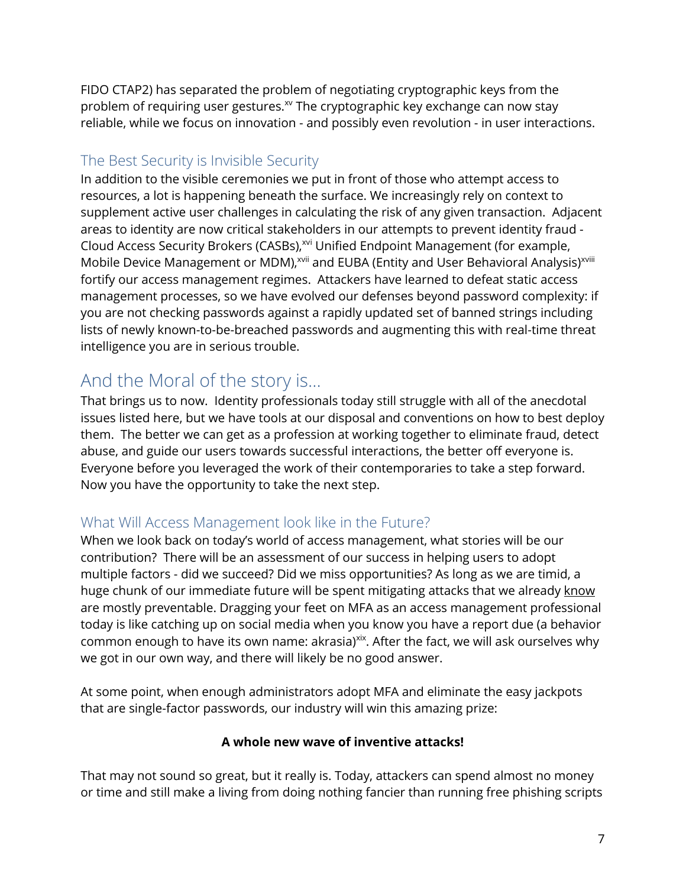FIDO CTAP2) has separated the problem of negotiating cryptographic keys from the problem of requiring user gestures.[xv] The cryptographic key exchange can now stay reliable, while we focus on innovation - and possibly even revolution - in user interactions.

### The Best Security is Invisible Security

In addition to the visible ceremonies we put in front of those who attempt access to resources, a lot is happening beneath the surface. We increasingly rely on context to supplement active user challenges in calculating the risk of any given transaction. Adjacent areas to identity are now critical stakeholders in our attempts to prevent identity fraud - Cloud Access Security Brokers (CASBs),[xvi] Unified Endpoint Management (for example, Mobile Device Management or MDM),[xvii] and EUBA (Entity and User Behavioral Analysis)[xviii] fortify our access management regimes. Attackers have learned to defeat static access management processes, so we have evolved our defenses beyond password complexity: if you are not checking passwords against a rapidly updated set of banned strings including lists of newly known-to-be-breached passwords and augmenting this with real-time threat intelligence you are in serious trouble.

## And the Moral of the story is...

That brings us to now. Identity professionals today still struggle with all of the anecdotal issues listed here, but we have tools at our disposal and conventions on how to best deploy them. The better we can get as a profession at working together to eliminate fraud, detect abuse, and guide our users towards successful interactions, the better off everyone is. Everyone before you leveraged the work of their contemporaries to take a step forward. Now you have the opportunity to take the next step.

### What Will Access Management look like in the Future?

When we look back on today's world of access management, what stories will be our contribution? There will be an assessment of our success in helping users to adopt multiple factors - did we succeed? Did we miss opportunities? As long as we are timid, a huge chunk of our immediate future will be spent mitigating attacks that we already know are mostly preventable. Dragging your feet on MFA as an access management professional today is like catching up on social media when you know you have a report due (a behavior common enough to have its own name: akrasia)[xix]. After the fact, we will ask ourselves why we got in our own way, and there will likely be no good answer.

At some point, when enough administrators adopt MFA and eliminate the easy jackpots that are single-factor passwords, our industry will win this amazing prize:

**A whole new wave of inventive attacks!**

That may not sound so great, but it really is. Today, attackers can spend almost no money or time and still make a living from doing nothing fancier than running free phishing scripts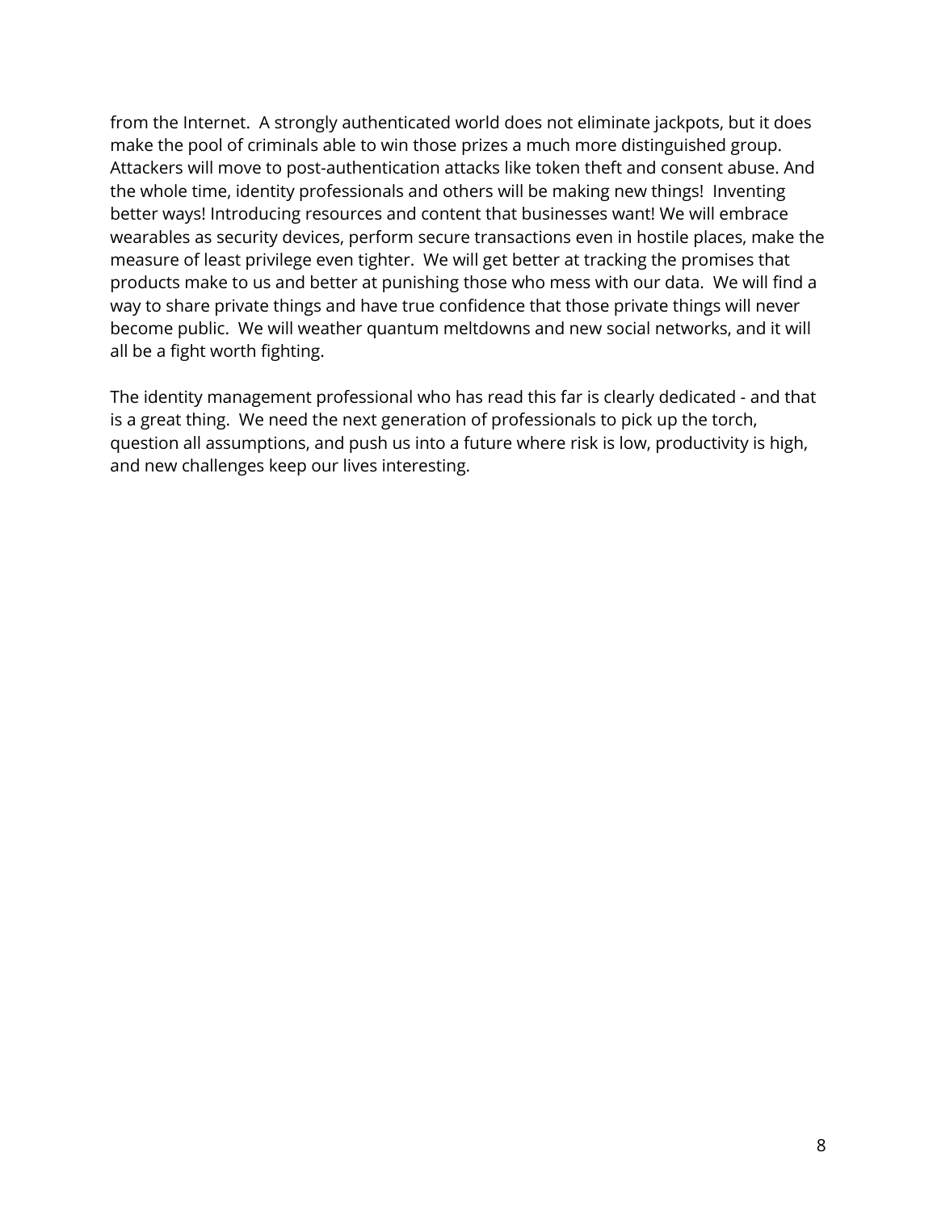from the Internet.  A strongly authenticated world does not eliminate jackpots, but it does make the pool of criminals able to win those prizes a much more distinguished group. Attackers will move to post-authentication attacks like token theft and consent abuse. And the whole time, identity professionals and others will be making new things!  Inventing better ways! Introducing resources and content that businesses want! We will embrace wearables as security devices, perform secure transactions even in hostile places, make the measure of least privilege even tighter.  We will get better at tracking the promises that products make to us and better at punishing those who mess with our data.  We will find a way to share private things and have true confidence that those private things will never become public.  We will weather quantum meltdowns and new social networks, and it will all be a fight worth fighting.

The identity management professional who has read this far is clearly dedicated - and that is a great thing.  We need the next generation of professionals to pick up the torch, question all assumptions, and push us into a future where risk is low, productivity is high, and new challenges keep our lives interesting.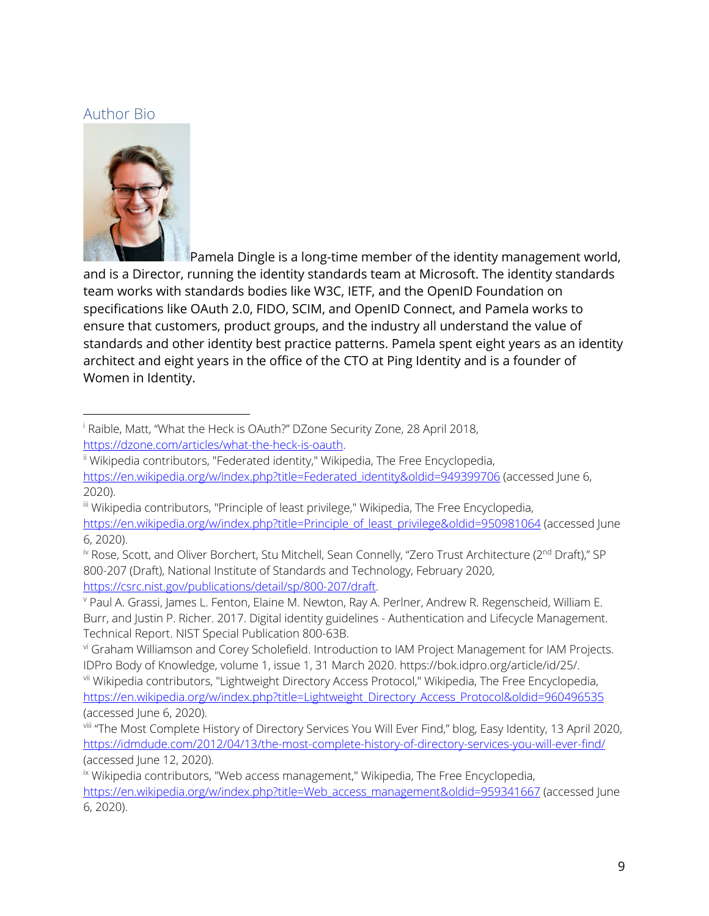## Author Bio

Pamela Dingle is a long-time member of the identity management world, and is a Director, running the identity standards team at Microsoft. The identity standards team works with standards bodies like W3C, IETF, and the OpenID Foundation on specifications like OAuth 2.0, FIDO, SCIM, and OpenID Connect, and Pamela works to ensure that customers, product groups, and the industry all understand the value of standards and other identity best practice patterns. Pamela spent eight years as an identity architect and eight years in the office of the CTO at Ping Identity and is a founder of Women in Identity.

---

[i] Raible, Matt, "What the Heck is OAuth?" DZone Security Zone, 28 April 2018, https://dzone.com/articles/what-the-heck-is-oauth.

[ii] Wikipedia contributors, "Federated identity," Wikipedia, The Free Encyclopedia, https://en.wikipedia.org/w/index.php?title=Federated_identity&oldid=949399706 (accessed June 6, 2020).

[iii] Wikipedia contributors, "Principle of least privilege," Wikipedia, The Free Encyclopedia, https://en.wikipedia.org/w/index.php?title=Principle_of_least_privilege&oldid=950981064 (accessed June 6, 2020).

[iv] Rose, Scott, and Oliver Borchert, Stu Mitchell, Sean Connelly, "Zero Trust Architecture (2nd Draft)," SP 800-207 (Draft), National Institute of Standards and Technology, February 2020, https://csrc.nist.gov/publications/detail/sp/800-207/draft.

[v] Paul A. Grassi, James L. Fenton, Elaine M. Newton, Ray A. Perlner, Andrew R. Regenscheid, William E. Burr, and Justin P. Richer. 2017. Digital identity guidelines - Authentication and Lifecycle Management. Technical Report. NIST Special Publication 800-63B.

[vi] Graham Williamson and Corey Scholefield. Introduction to IAM Project Management for IAM Projects. IDPro Body of Knowledge, volume 1, issue 1, 31 March 2020. https://bok.idpro.org/article/id/25/.

[vii] Wikipedia contributors, "Lightweight Directory Access Protocol," Wikipedia, The Free Encyclopedia, https://en.wikipedia.org/w/index.php?title=Lightweight_Directory_Access_Protocol&oldid=960496535 (accessed June 6, 2020).

[viii] "The Most Complete History of Directory Services You Will Ever Find," blog, Easy Identity, 13 April 2020, https://idmdude.com/2012/04/13/the-most-complete-history-of-directory-services-you-will-ever-find/ (accessed June 12, 2020).

[ix] Wikipedia contributors, "Web access management," Wikipedia, The Free Encyclopedia, https://en.wikipedia.org/w/index.php?title=Web_access_management&oldid=959341667 (accessed June 6, 2020).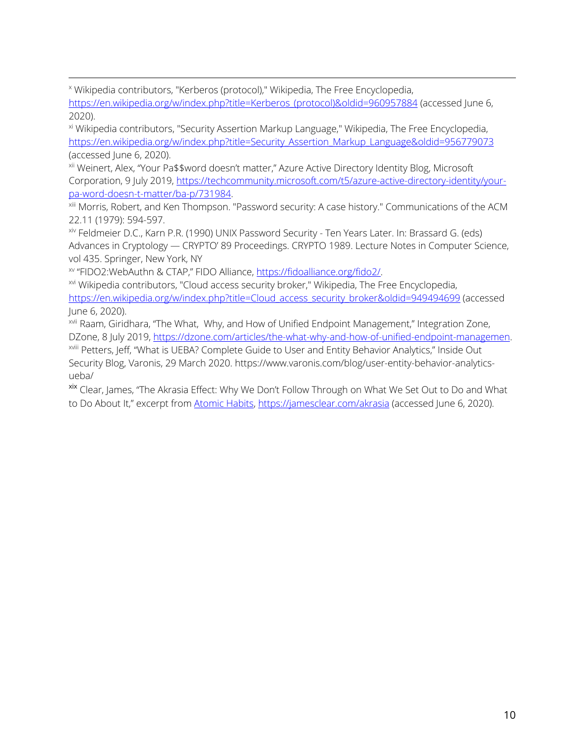[x] Wikipedia contributors, "Kerberos (protocol)," Wikipedia, The Free Encyclopedia, https://en.wikipedia.org/w/index.php?title=Kerberos_(protocol)&oldid=960957884 (accessed June 6, 2020).

[xi] Wikipedia contributors, "Security Assertion Markup Language," Wikipedia, The Free Encyclopedia, https://en.wikipedia.org/w/index.php?title=Security_Assertion_Markup_Language&oldid=956779073 (accessed June 6, 2020).

[xii] Weinert, Alex, "Your Pa$$word doesn't matter," Azure Active Directory Identity Blog, Microsoft Corporation, 9 July 2019, https://techcommunity.microsoft.com/t5/azure-active-directory-identity/your-pa-word-doesn-t-matter/ba-p/731984.

[xiii] Morris, Robert, and Ken Thompson. "Password security: A case history." Communications of the ACM 22.11 (1979): 594-597.

[xiv] Feldmeier D.C., Karn P.R. (1990) UNIX Password Security - Ten Years Later. In: Brassard G. (eds) Advances in Cryptology — CRYPTO' 89 Proceedings. CRYPTO 1989. Lecture Notes in Computer Science, vol 435. Springer, New York, NY

[xv] "FIDO2:WebAuthn & CTAP," FIDO Alliance, https://fidoalliance.org/fido2/.

[xvi] Wikipedia contributors, "Cloud access security broker," Wikipedia, The Free Encyclopedia, https://en.wikipedia.org/w/index.php?title=Cloud_access_security_broker&oldid=949494699 (accessed June 6, 2020).

[xvii] Raam, Giridhara, "The What, Why, and How of Unified Endpoint Management," Integration Zone, DZone, 8 July 2019, https://dzone.com/articles/the-what-why-and-how-of-unified-endpoint-managemen.

[xviii] Petters, Jeff, "What is UEBA? Complete Guide to User and Entity Behavior Analytics," Inside Out Security Blog, Varonis, 29 March 2020. https://www.varonis.com/blog/user-entity-behavior-analytics-ueba/

[xix] Clear, James, "The Akrasia Effect: Why We Don't Follow Through on What We Set Out to Do and What to Do About It," excerpt from Atomic Habits, https://jamesclear.com/akrasia (accessed June 6, 2020).